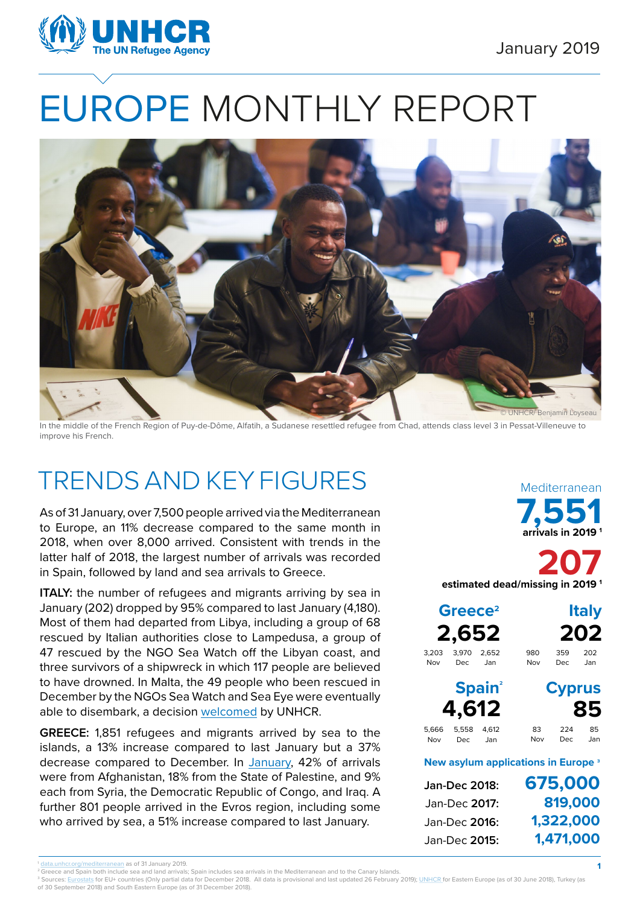UNHCR
The UN Refugee Agency

January 2019

# EUROPE MONTHLY REPORT

© UNHCR/ Benjamin Loyseau

In the middle of the French Region of Puy-de-Dôme, Alfatih, a Sudanese resettled refugee from Chad, attends class level 3 in Pessat-Villeneuve to improve his French.

## TRENDS AND KEY FIGURES

As of 31 January, over 7,500 people arrived via the Mediterranean to Europe, an 11% decrease compared to the same month in 2018, when over 8,000 arrived. Consistent with trends in the latter half of 2018, the largest number of arrivals was recorded in Spain, followed by land and sea arrivals to Greece.

**ITALY:** the number of refugees and migrants arriving by sea in January (202) dropped by 95% compared to last January (4,180). Most of them had departed from Libya, including a group of 68 rescued by Italian authorities close to Lampedusa, a group of 47 rescued by the NGO Sea Watch off the Libyan coast, and three survivors of a shipwreck in which 117 people are believed to have drowned. In Malta, the 49 people who been rescued in December by the NGOs Sea Watch and Sea Eye were eventually able to disembark, a decision welcomed by UNHCR.

**GREECE:** 1,851 refugees and migrants arrived by sea to the islands, a 13% increase compared to December but a 37% decrease compared to last January. In January, 42% of arrivals were from Afghanistan, 18% from the State of Palestine, and 9% each from Syria, the Democratic Republic of Congo, and Iraq. A further 801 people arrived in the Evros region, including some who arrived by sea, a 51% increase compared to last January.

Mediterranean

**7,551** arrivals in 2019 [1]

**207** estimated dead/missing in 2019 [1]

| | Nov | Dec | Jan |
|---|---|---|---|
| **Greece[2]: 2,652** | 3,203 | 3,970 | 2,652 |
| **Italy: 202** | 980 | 359 | 202 |
| **Spain[2]: 4,612** | 5,666 | 5,558 | 4,612 |
| **Cyprus: 85** | 83 | 224 | 85 |

**New asylum applications in Europe [3]**

| | |
|---|---|
| Jan-Dec 2018: | 675,000 |
| Jan-Dec 2017: | 819,000 |
| Jan-Dec 2016: | 1,322,000 |
| Jan-Dec 2015: | 1,471,000 |

[1] data.unhcr.org/mediterranean as of 31 January 2019.

[2] Greece and Spain both include sea and land arrivals; Spain includes sea arrivals in the Mediterranean and to the Canary Islands.

[3] Sources: Eurostats for EU+ countries (Only partial data for December 2018. All data is provisional and last updated 26 February 2019); UNHCR for Eastern Europe (as of 30 June 2018), Turkey (as of 30 September 2018) and South Eastern Europe (as of 31 December 2018).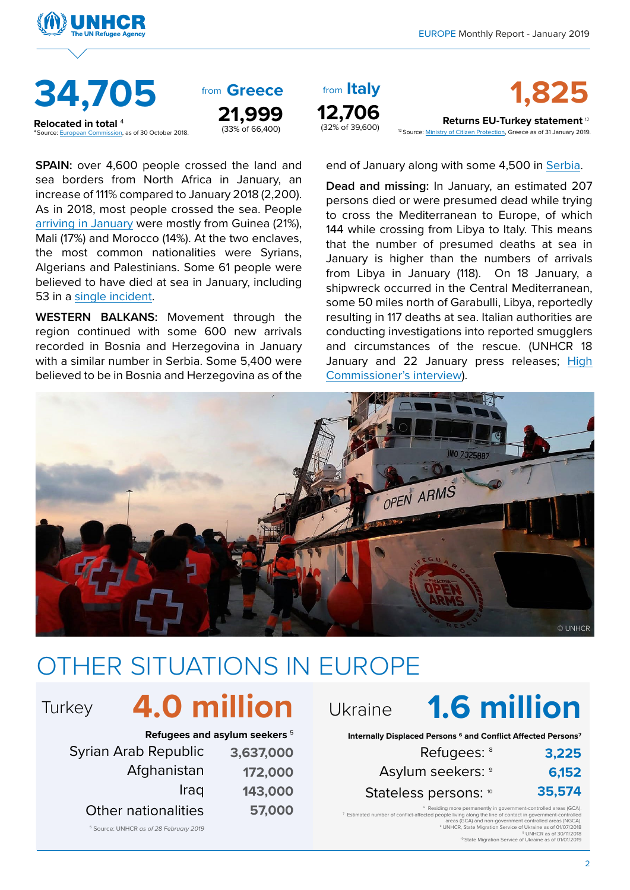**34,705**

**Relocated in total** [4]

[4] Source: European Commission, as of 30 October 2018.

from **Greece**

**21,999**

(33% of 66,400)

from **Italy**

**12,706**

(32% of 39,600)

**1,825**

**Returns EU-Turkey statement** [12]

[12] Source: Ministry of Citizen Protection, Greece as of 31 January 2019.

**SPAIN:** over 4,600 people crossed the land and sea borders from North Africa in January, an increase of 111% compared to January 2018 (2,200). As in 2018, most people crossed the sea. People arriving in January were mostly from Guinea (21%), Mali (17%) and Morocco (14%). At the two enclaves, the most common nationalities were Syrians, Algerians and Palestinians. Some 61 people were believed to have died at sea in January, including 53 in a single incident.

**WESTERN BALKANS:** Movement through the region continued with some 600 new arrivals recorded in Bosnia and Herzegovina in January with a similar number in Serbia. Some 5,400 were believed to be in Bosnia and Herzegovina as of the end of January along with some 4,500 in Serbia.

**Dead and missing:** In January, an estimated 207 persons died or were presumed dead while trying to cross the Mediterranean to Europe, of which 144 while crossing from Libya to Italy. This means that the number of presumed deaths at sea in January is higher than the numbers of arrivals from Libya in January (118). On 18 January, a shipwreck occurred in the Central Mediterranean, some 50 miles north of Garabulli, Libya, reportedly resulting in 117 deaths at sea. Italian authorities are conducting investigations into reported smugglers and circumstances of the rescue. (UNHCR 18 January and 22 January press releases; High Commissioner's interview).

© UNHCR

# OTHER SITUATIONS IN EUROPE

## Turkey 4.0 million

**Refugees and asylum seekers** [5]

| | |
|---|---|
| Syrian Arab Republic | 3,637,000 |
| Afghanistan | 172,000 |
| Iraq | 143,000 |
| Other nationalities | 57,000 |

[5] Source: UNHCR *as of 28 February 2019*

## Ukraine 1.6 million

**Internally Displaced Persons [6] and Conflict Affected Persons[7]**

| | |
|---|---|
| Refugees: [8] | 3,225 |
| Asylum seekers: [9] | 6,152 |
| Stateless persons: [10] | 35,574 |

[6] Residing more permanently in government-controlled areas (GCA).
[7] Estimated number of conflict-affected people living along the line of contact in government-controlled areas (GCA) and non-government controlled areas (NGCA).
[8] UNHCR, State Migration Service of Ukraine as of 01/07/2018
[9] UNHCR as of 30/11/2018
[10] State Migration Service of Ukraine as of 01/01/2019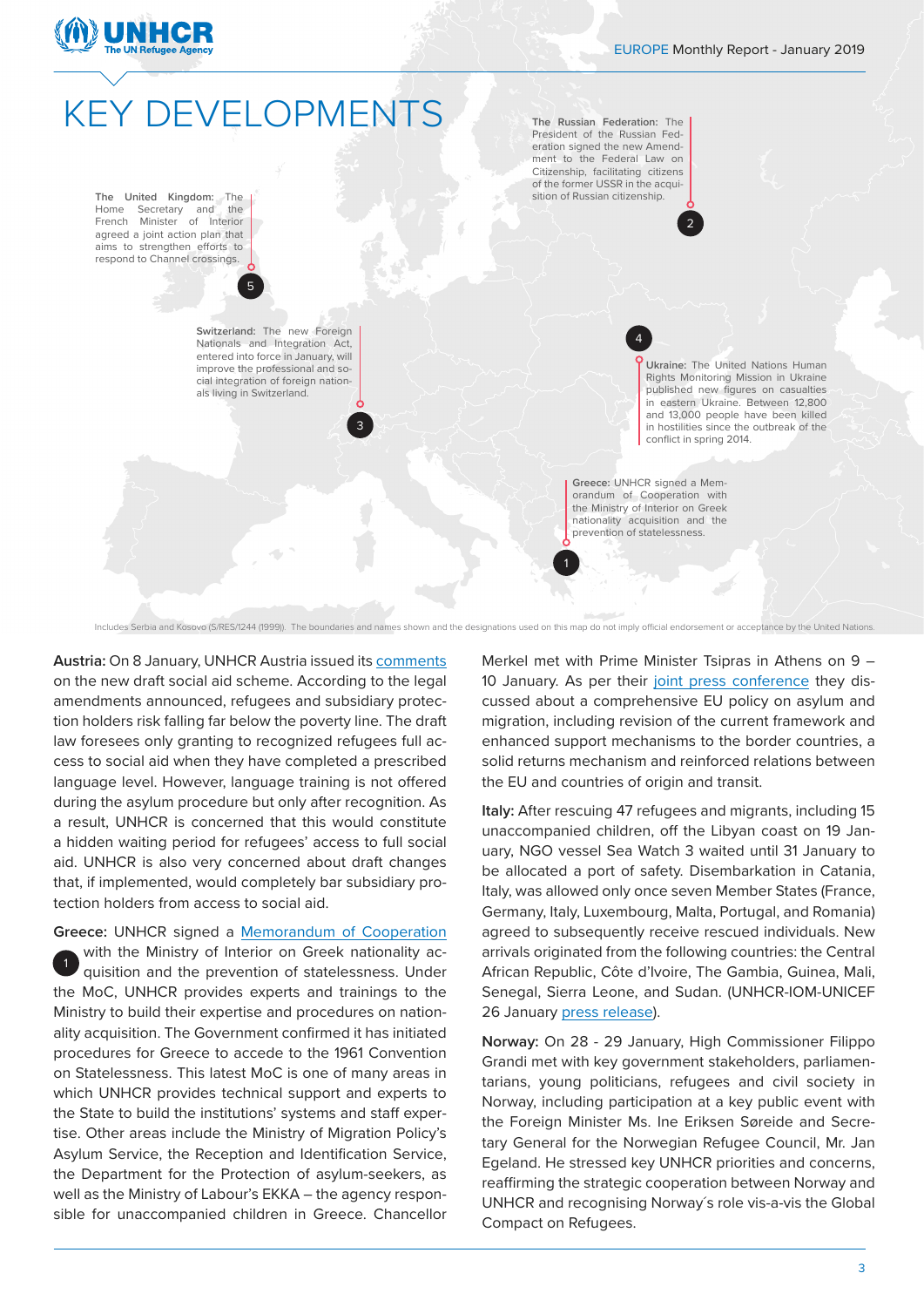# KEY DEVELOPMENTS

**The Russian Federation:** The President of the Russian Federation signed the new Amendment to the Federal Law on Citizenship, facilitating citizens of the former USSR in the acquisition of Russian citizenship.

**The United Kingdom:** The Home Secretary and the French Minister of Interior agreed a joint action plan that aims to strengthen efforts to respond to Channel crossings.

**Switzerland:** The new Foreign Nationals and Integration Act, entered into force in January, will improve the professional and social integration of foreign nationals living in Switzerland.

**Ukraine:** The United Nations Human Rights Monitoring Mission in Ukraine published new figures on casualties in eastern Ukraine. Between 12,800 and 13,000 people have been killed in hostilities since the outbreak of the conflict in spring 2014.

**Greece:** UNHCR signed a Memorandum of Cooperation with the Ministry of Interior on Greek nationality acquisition and the prevention of statelessness.

Includes Serbia and Kosovo (S/RES/1244 (1999)). The boundaries and names shown and the designations used on this map do not imply official endorsement or acceptance by the United Nations.

**Austria:** On 8 January, UNHCR Austria issued its comments on the new draft social aid scheme. According to the legal amendments announced, refugees and subsidiary protection holders risk falling far below the poverty line. The draft law foresees only granting to recognized refugees full access to social aid when they have completed a prescribed language level. However, language training is not offered during the asylum procedure but only after recognition. As a result, UNHCR is concerned that this would constitute a hidden waiting period for refugees' access to full social aid. UNHCR is also very concerned about draft changes that, if implemented, would completely bar subsidiary protection holders from access to social aid.

**Greece:** UNHCR signed a Memorandum of Cooperation with the Ministry of Interior on Greek nationality acquisition and the prevention of statelessness. Under the MoC, UNHCR provides experts and trainings to the Ministry to build their expertise and procedures on nationality acquisition. The Government confirmed it has initiated procedures for Greece to accede to the 1961 Convention on Statelessness. This latest MoC is one of many areas in which UNHCR provides technical support and experts to the State to build the institutions' systems and staff expertise. Other areas include the Ministry of Migration Policy's Asylum Service, the Reception and Identification Service, the Department for the Protection of asylum-seekers, as well as the Ministry of Labour's EKKA – the agency responsible for unaccompanied children in Greece. Chancellor Merkel met with Prime Minister Tsipras in Athens on 9 – 10 January. As per their joint press conference they discussed about a comprehensive EU policy on asylum and migration, including revision of the current framework and enhanced support mechanisms to the border countries, a solid returns mechanism and reinforced relations between the EU and countries of origin and transit.

**Italy:** After rescuing 47 refugees and migrants, including 15 unaccompanied children, off the Libyan coast on 19 January, NGO vessel Sea Watch 3 waited until 31 January to be allocated a port of safety. Disembarkation in Catania, Italy, was allowed only once seven Member States (France, Germany, Italy, Luxembourg, Malta, Portugal, and Romania) agreed to subsequently receive rescued individuals. New arrivals originated from the following countries: the Central African Republic, Côte d'Ivoire, The Gambia, Guinea, Mali, Senegal, Sierra Leone, and Sudan. (UNHCR-IOM-UNICEF 26 January press release).

**Norway:** On 28 - 29 January, High Commissioner Filippo Grandi met with key government stakeholders, parliamentarians, young politicians, refugees and civil society in Norway, including participation at a key public event with the Foreign Minister Ms. Ine Eriksen Søreide and Secretary General for the Norwegian Refugee Council, Mr. Jan Egeland. He stressed key UNHCR priorities and concerns, reaffirming the strategic cooperation between Norway and UNHCR and recognising Norway´s role vis-a-vis the Global Compact on Refugees.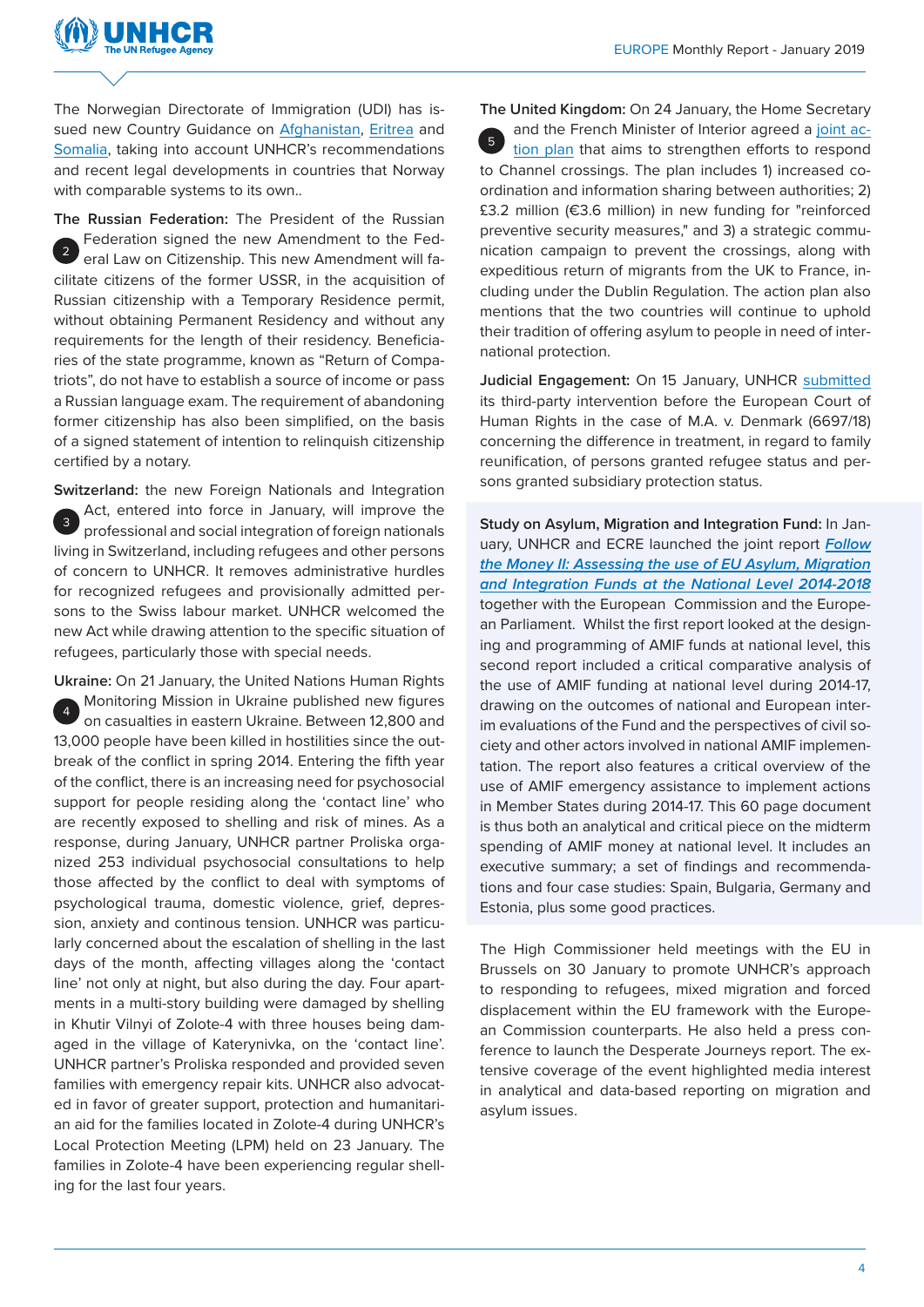The Norwegian Directorate of Immigration (UDI) has issued new Country Guidance on Afghanistan, Eritrea and Somalia, taking into account UNHCR's recommendations and recent legal developments in countries that Norway with comparable systems to its own..

**The Russian Federation:** The President of the Russian Federation signed the new Amendment to the Federal Law on Citizenship. This new Amendment will facilitate citizens of the former USSR, in the acquisition of Russian citizenship with a Temporary Residence permit, without obtaining Permanent Residency and without any requirements for the length of their residency. Beneficiaries of the state programme, known as "Return of Compatriots", do not have to establish a source of income or pass a Russian language exam. The requirement of abandoning former citizenship has also been simplified, on the basis of a signed statement of intention to relinquish citizenship certified by a notary.

**Switzerland:** the new Foreign Nationals and Integration Act, entered into force in January, will improve the professional and social integration of foreign nationals living in Switzerland, including refugees and other persons of concern to UNHCR. It removes administrative hurdles for recognized refugees and provisionally admitted persons to the Swiss labour market. UNHCR welcomed the new Act while drawing attention to the specific situation of refugees, particularly those with special needs.

**Ukraine:** On 21 January, the United Nations Human Rights Monitoring Mission in Ukraine published new figures on casualties in eastern Ukraine. Between 12,800 and 13,000 people have been killed in hostilities since the outbreak of the conflict in spring 2014. Entering the fifth year of the conflict, there is an increasing need for psychosocial support for people residing along the 'contact line' who are recently exposed to shelling and risk of mines. As a response, during January, UNHCR partner Proliska organized 253 individual psychosocial consultations to help those affected by the conflict to deal with symptoms of psychological trauma, domestic violence, grief, depression, anxiety and continous tension. UNHCR was particularly concerned about the escalation of shelling in the last days of the month, affecting villages along the 'contact line' not only at night, but also during the day. Four apartments in a multi-story building were damaged by shelling in Khutir Vilnyi of Zolote-4 with three houses being damaged in the village of Katerynivka, on the 'contact line'. UNHCR partner's Proliska responded and provided seven families with emergency repair kits. UNHCR also advocated in favor of greater support, protection and humanitarian aid for the families located in Zolote-4 during UNHCR's Local Protection Meeting (LPM) held on 23 January. The families in Zolote-4 have been experiencing regular shelling for the last four years.

**The United Kingdom:** On 24 January, the Home Secretary and the French Minister of Interior agreed a joint action plan that aims to strengthen efforts to respond to Channel crossings. The plan includes 1) increased coordination and information sharing between authorities; 2) £3.2 million (€3.6 million) in new funding for "reinforced preventive security measures," and 3) a strategic communication campaign to prevent the crossings, along with expeditious return of migrants from the UK to France, including under the Dublin Regulation. The action plan also mentions that the two countries will continue to uphold their tradition of offering asylum to people in need of international protection.

**Judicial Engagement:** On 15 January, UNHCR submitted its third-party intervention before the European Court of Human Rights in the case of M.A. v. Denmark (6697/18) concerning the difference in treatment, in regard to family reunification, of persons granted refugee status and persons granted subsidiary protection status.

**Study on Asylum, Migration and Integration Fund:** In January, UNHCR and ECRE launched the joint report ***Follow the Money II: Assessing the use of EU Asylum, Migration and Integration Funds at the National Level 2014-2018*** together with the European Commission and the European Parliament. Whilst the first report looked at the designing and programming of AMIF funds at national level, this second report included a critical comparative analysis of the use of AMIF funding at national level during 2014-17, drawing on the outcomes of national and European interim evaluations of the Fund and the perspectives of civil society and other actors involved in national AMIF implementation. The report also features a critical overview of the use of AMIF emergency assistance to implement actions in Member States during 2014-17. This 60 page document is thus both an analytical and critical piece on the midterm spending of AMIF money at national level. It includes an executive summary; a set of findings and recommendations and four case studies: Spain, Bulgaria, Germany and Estonia, plus some good practices.

The High Commissioner held meetings with the EU in Brussels on 30 January to promote UNHCR's approach to responding to refugees, mixed migration and forced displacement within the EU framework with the European Commission counterparts. He also held a press conference to launch the Desperate Journeys report. The extensive coverage of the event highlighted media interest in analytical and data-based reporting on migration and asylum issues.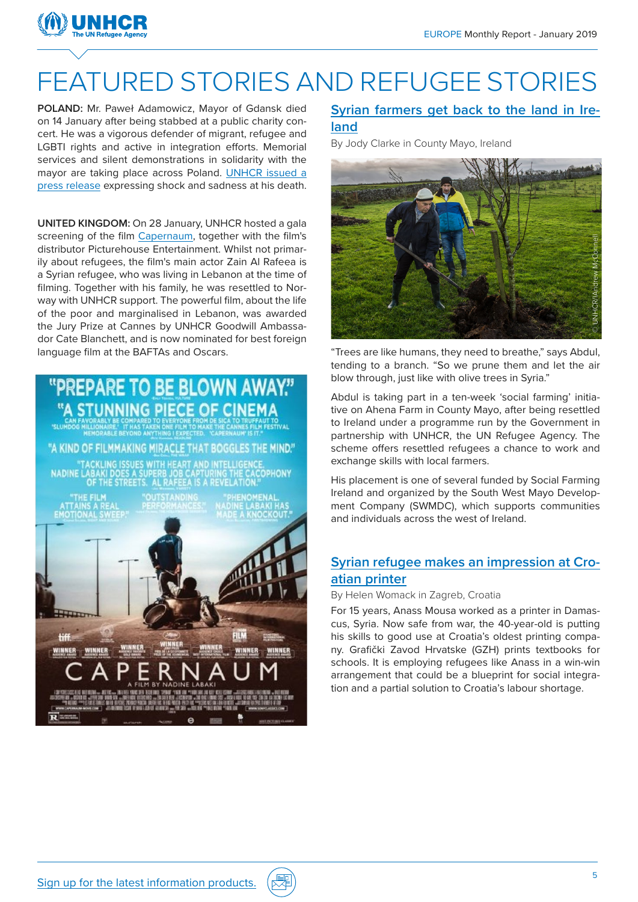# FEATURED STORIES AND REFUGEE STORIES

**POLAND:** Mr. Paweł Adamowicz, Mayor of Gdansk died on 14 January after being stabbed at a public charity concert. He was a vigorous defender of migrant, refugee and LGBTI rights and active in integration efforts. Memorial services and silent demonstrations in solidarity with the mayor are taking place across Poland. UNHCR issued a press release expressing shock and sadness at his death.

**UNITED KINGDOM:** On 28 January, UNHCR hosted a gala screening of the film Capernaum, together with the film's distributor Picturehouse Entertainment. Whilst not primarily about refugees, the film's main actor Zain Al Rafeea is a Syrian refugee, who was living in Lebanon at the time of filming. Together with his family, he was resettled to Norway with UNHCR support. The powerful film, about the life of the poor and marginalised in Lebanon, was awarded the Jury Prize at Cannes by UNHCR Goodwill Ambassador Cate Blanchett, and is now nominated for best foreign language film at the BAFTAs and Oscars.

## Syrian farmers get back to the land in Ireland

By Jody Clarke in County Mayo, Ireland

© UNHCR/Andrew McConnell

"Trees are like humans, they need to breathe," says Abdul, tending to a branch. "So we prune them and let the air blow through, just like with olive trees in Syria."

Abdul is taking part in a ten-week 'social farming' initiative on Ahena Farm in County Mayo, after being resettled to Ireland under a programme run by the Government in partnership with UNHCR, the UN Refugee Agency. The scheme offers resettled refugees a chance to work and exchange skills with local farmers.

His placement is one of several funded by Social Farming Ireland and organized by the South West Mayo Development Company (SWMDC), which supports communities and individuals across the west of Ireland.

## Syrian refugee makes an impression at Croatian printer

By Helen Womack in Zagreb, Croatia

For 15 years, Anass Mousa worked as a printer in Damascus, Syria. Now safe from war, the 40-year-old is putting his skills to good use at Croatia's oldest printing company. Grafički Zavod Hrvatske (GZH) prints textbooks for schools. It is employing refugees like Anass in a win-win arrangement that could be a blueprint for social integration and a partial solution to Croatia's labour shortage.

Sign up for the latest information products.